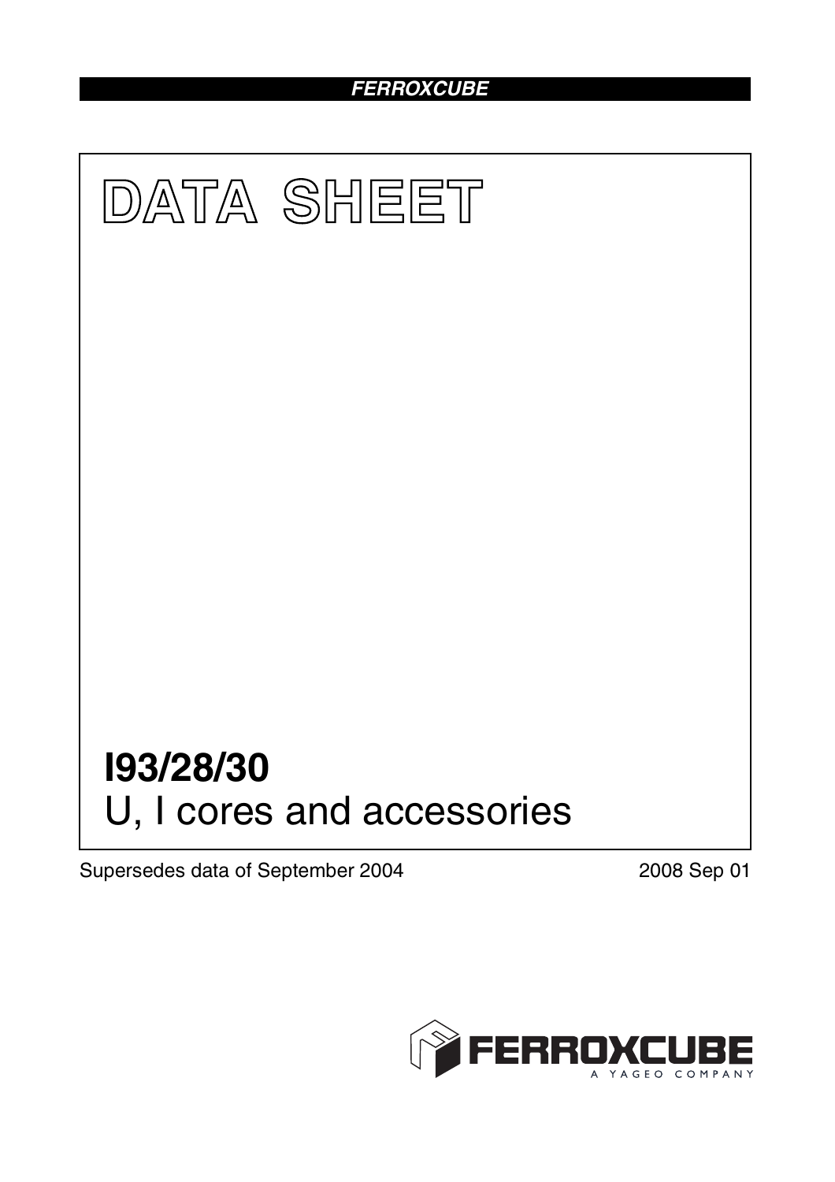# DATA SHEET

# I93/28/30

## U, I cores and accessories

Supersedes data of September 2004

2008 Sep 01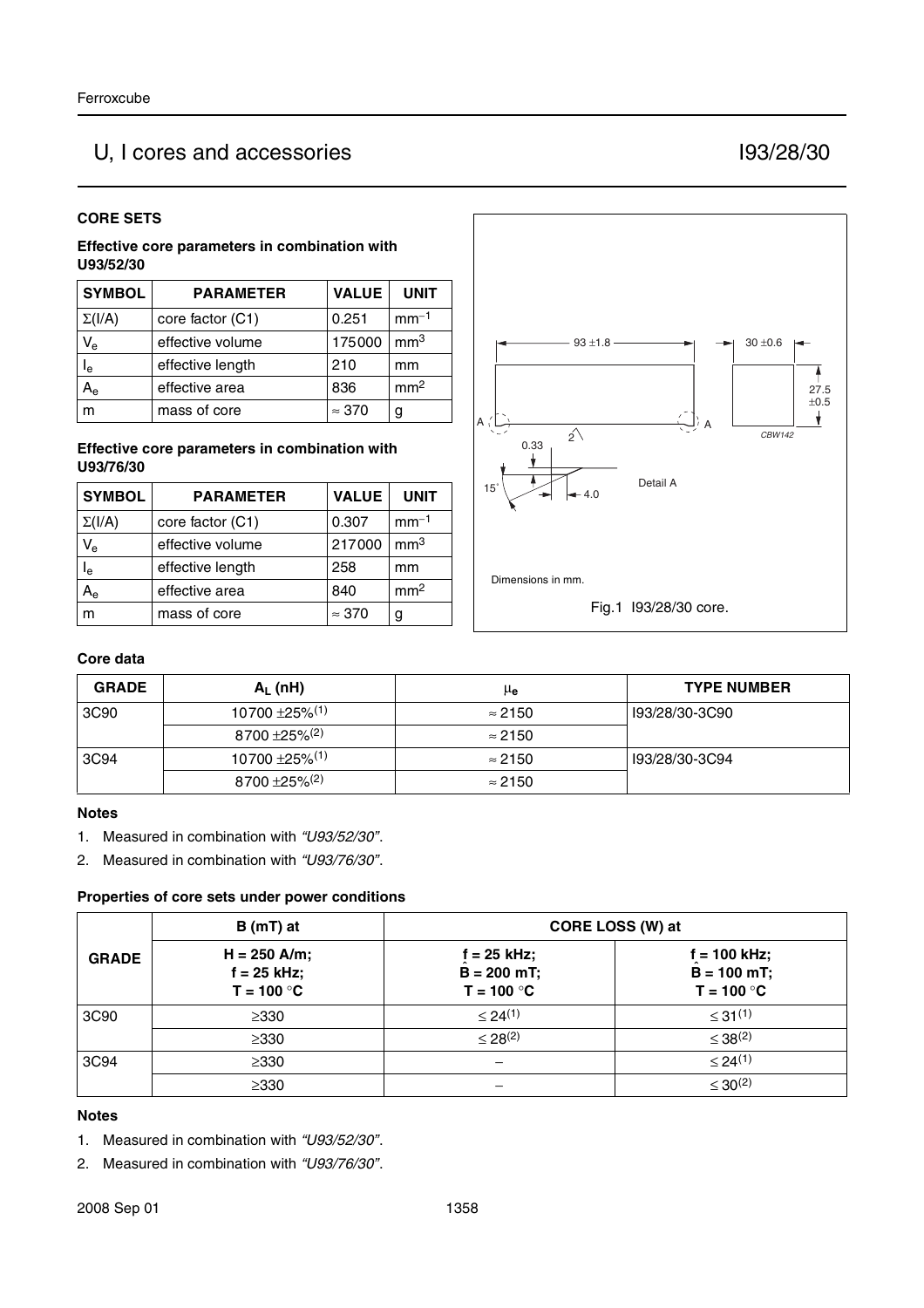## U, I cores and accessories — I93/28/30

### CORE SETS

**Effective core parameters in combination with U93/52/30**

| SYMBOL | PARAMETER | VALUE | UNIT |
|---|---|---|---|
| $\Sigma(I/A)$ | core factor (C1) | 0.251 | $mm^{-1}$ |
| $V_e$ | effective volume | 175000 | $mm^3$ |
| $l_e$ | effective length | 210 | mm |
| $A_e$ | effective area | 836 | $mm^2$ |
| m | mass of core | ≈ 370 | g |

**Effective core parameters in combination with U93/76/30**

| SYMBOL | PARAMETER | VALUE | UNIT |
|---|---|---|---|
| $\Sigma(I/A)$ | core factor (C1) | 0.307 | $mm^{-1}$ |
| $V_e$ | effective volume | 217000 | $mm^3$ |
| $l_e$ | effective length | 258 | mm |
| $A_e$ | effective area | 840 | $mm^2$ |
| m | mass of core | ≈ 370 | g |

Dimensions in mm.

Fig.1 I93/28/30 core.

### Core data

| GRADE | $A_L$ (nH) | $\mu_e$ | TYPE NUMBER |
|---|---|---|---|
| 3C90 | 10700 ±25%[1] | ≈ 2150 | I93/28/30-3C90 |
| | 8700 ±25%[2] | ≈ 2150 | |
| 3C94 | 10700 ±25%[1] | ≈ 2150 | I93/28/30-3C94 |
| | 8700 ±25%[2] | ≈ 2150 | |

#### Notes

1. Measured in combination with *"U93/52/30"*.
2. Measured in combination with *"U93/76/30"*.

### Properties of core sets under power conditions

| GRADE | B (mT) at | CORE LOSS (W) at | |
|---|---|---|---|
| | H = 250 A/m; f = 25 kHz; T = 100 °C | f = 25 kHz; $\hat{B}$ = 200 mT; T = 100 °C | f = 100 kHz; $\hat{B}$ = 100 mT; T = 100 °C |
| 3C90 | ≥330 | ≤ 24[1] | ≤ 31[1] |
| | ≥330 | ≤ 28[2] | ≤ 38[2] |
| 3C94 | ≥330 | − | ≤ 24[1] |
| | ≥330 | − | ≤ 30[2] |

#### Notes

1. Measured in combination with *"U93/52/30"*.
2. Measured in combination with *"U93/76/30"*.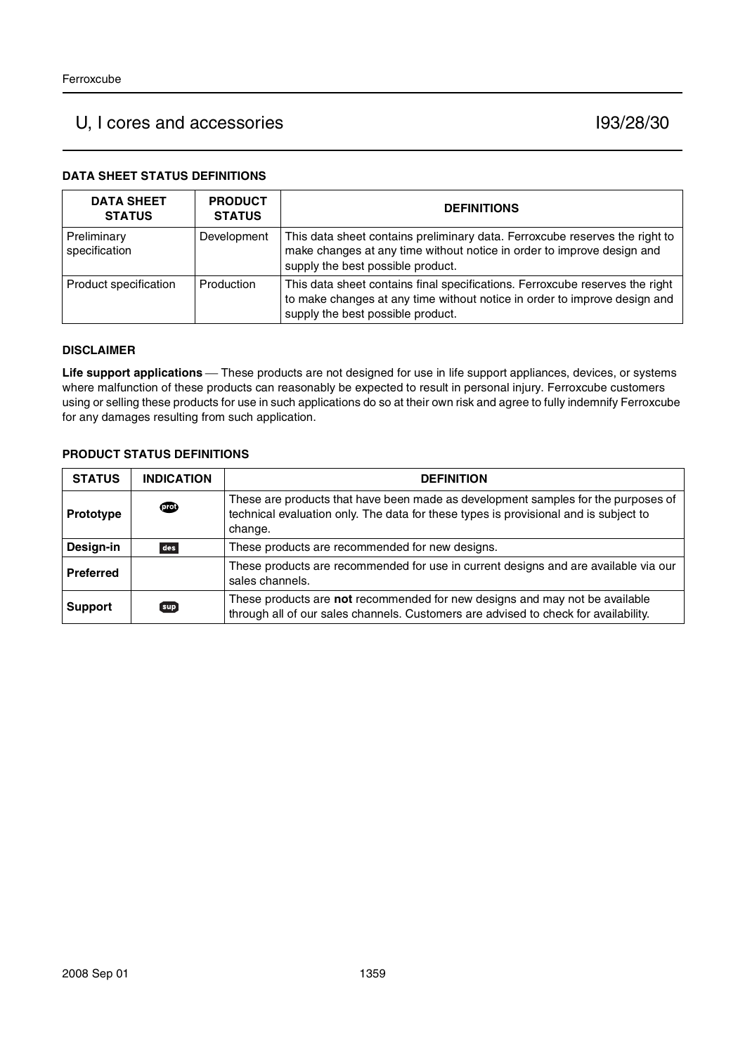## DATA SHEET STATUS DEFINITIONS

| DATA SHEET STATUS | PRODUCT STATUS | DEFINITIONS |
|---|---|---|
| Preliminary specification | Development | This data sheet contains preliminary data. Ferroxcube reserves the right to make changes at any time without notice in order to improve design and supply the best possible product. |
| Product specification | Production | This data sheet contains final specifications. Ferroxcube reserves the right to make changes at any time without notice in order to improve design and supply the best possible product. |

## DISCLAIMER

**Life support applications** — These products are not designed for use in life support appliances, devices, or systems where malfunction of these products can reasonably be expected to result in personal injury. Ferroxcube customers using or selling these products for use in such applications do so at their own risk and agree to fully indemnify Ferroxcube for any damages resulting from such application.

## PRODUCT STATUS DEFINITIONS

| STATUS | INDICATION | DEFINITION |
|---|---|---|
| **Prototype** | prot | These are products that have been made as development samples for the purposes of technical evaluation only. The data for these types is provisional and is subject to change. |
| **Design-in** | des | These products are recommended for new designs. |
| **Preferred** | | These products are recommended for use in current designs and are available via our sales channels. |
| **Support** | sup | These products are **not** recommended for new designs and may not be available through all of our sales channels. Customers are advised to check for availability. |